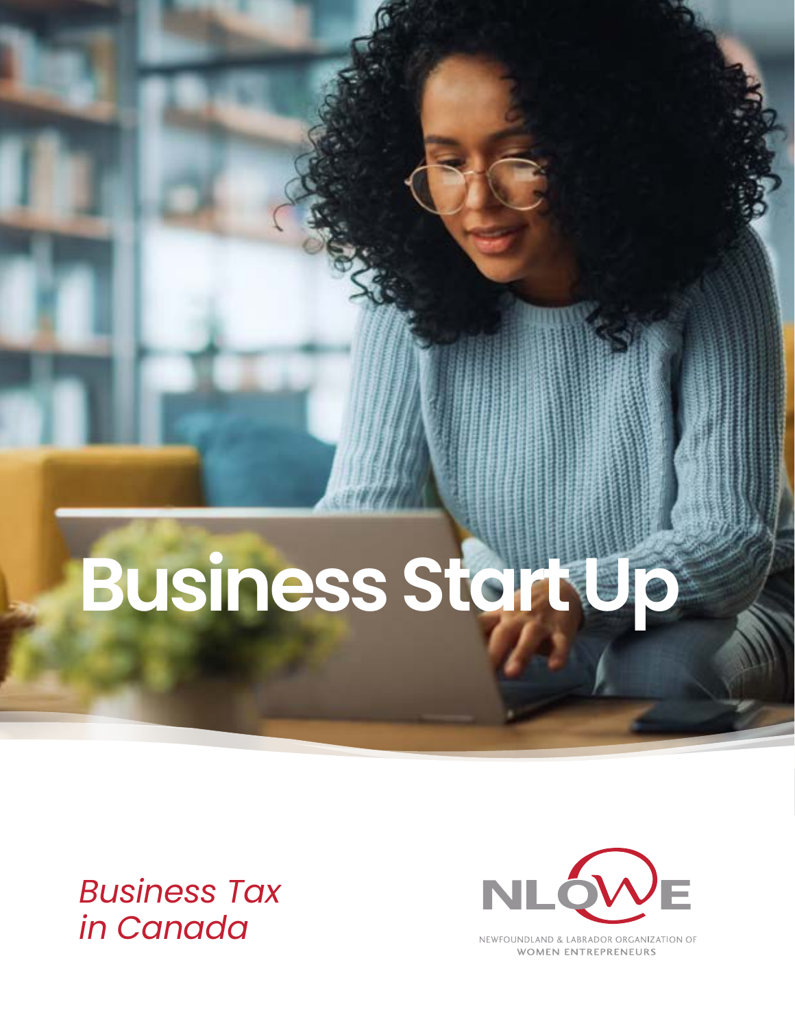# Business Start Up

*Business Tax in Canada*

NLOWE

NEWFOUNDLAND & LABRADOR ORGANIZATION OF WOMEN ENTREPRENEURS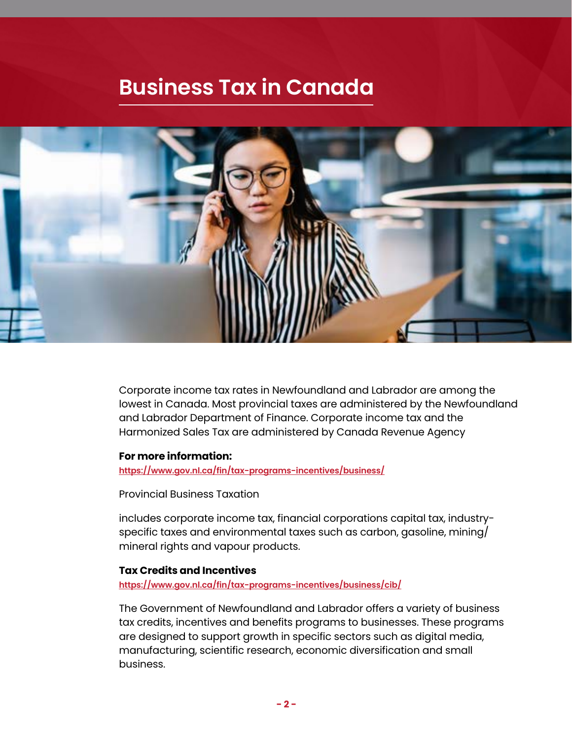# Business Tax in Canada

Corporate income tax rates in Newfoundland and Labrador are among the lowest in Canada. Most provincial taxes are administered by the Newfoundland and Labrador Department of Finance. Corporate income tax and the Harmonized Sales Tax are administered by Canada Revenue Agency

**For more information:**
https://www.gov.nl.ca/fin/tax-programs-incentives/business/

Provincial Business Taxation

includes corporate income tax, financial corporations capital tax, industry-specific taxes and environmental taxes such as carbon, gasoline, mining/mineral rights and vapour products.

**Tax Credits and Incentives**
https://www.gov.nl.ca/fin/tax-programs-incentives/business/cib/

The Government of Newfoundland and Labrador offers a variety of business tax credits, incentives and benefits programs to businesses. These programs are designed to support growth in specific sectors such as digital media, manufacturing, scientific research, economic diversification and small business.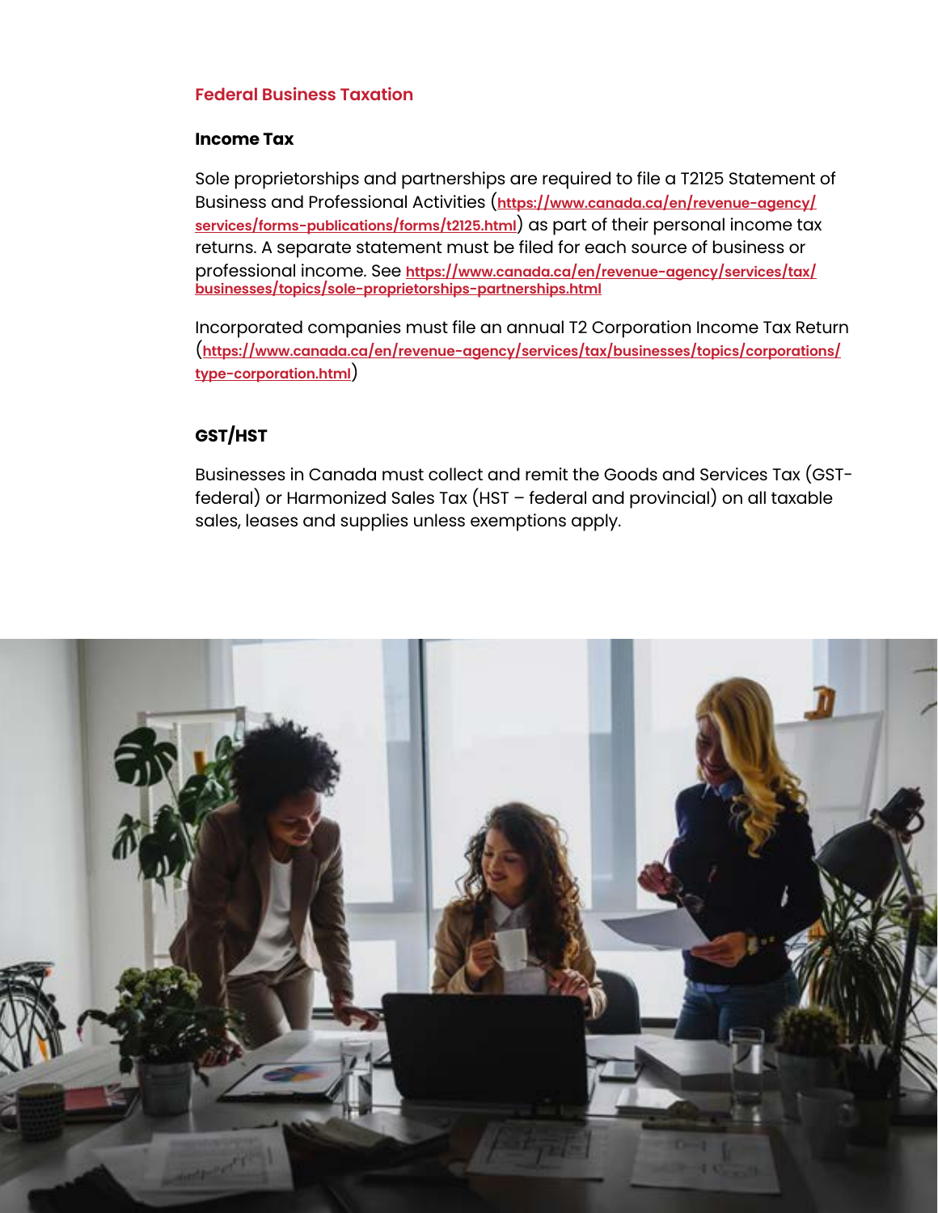## Federal Business Taxation

### Income Tax

Sole proprietorships and partnerships are required to file a T2125 Statement of Business and Professional Activities (https://www.canada.ca/en/revenue-agency/services/forms-publications/forms/t2125.html) as part of their personal income tax returns. A separate statement must be filed for each source of business or professional income. See https://www.canada.ca/en/revenue-agency/services/tax/businesses/topics/sole-proprietorships-partnerships.html

Incorporated companies must file an annual T2 Corporation Income Tax Return (https://www.canada.ca/en/revenue-agency/services/tax/businesses/topics/corporations/type-corporation.html)

### GST/HST

Businesses in Canada must collect and remit the Goods and Services Tax (GST-federal) or Harmonized Sales Tax (HST – federal and provincial) on all taxable sales, leases and supplies unless exemptions apply.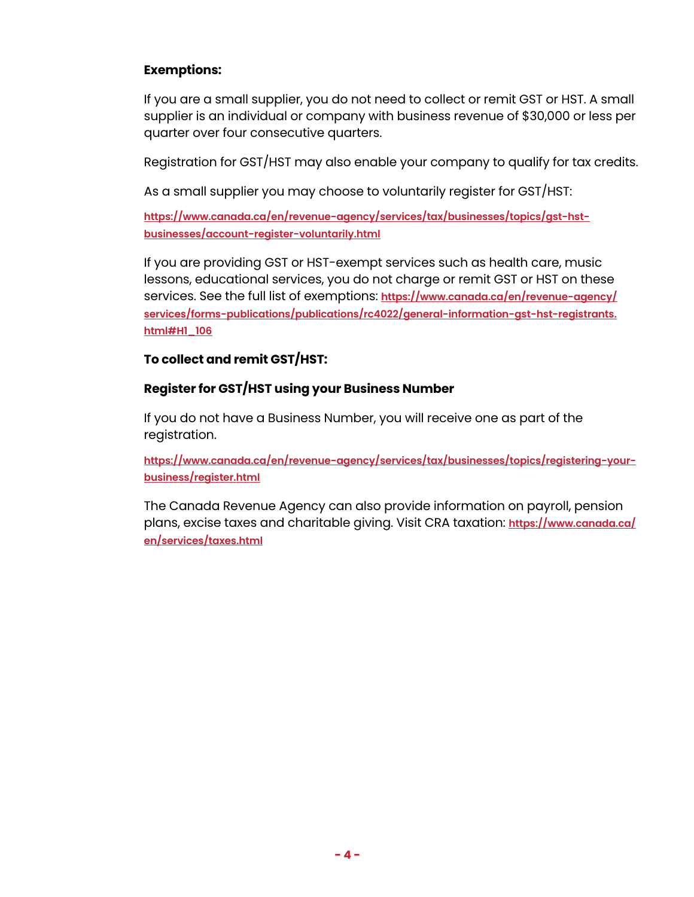**Exemptions:**

If you are a small supplier, you do not need to collect or remit GST or HST. A small supplier is an individual or company with business revenue of $30,000 or less per quarter over four consecutive quarters.

Registration for GST/HST may also enable your company to qualify for tax credits.

As a small supplier you may choose to voluntarily register for GST/HST:

https://www.canada.ca/en/revenue-agency/services/tax/businesses/topics/gst-hst-businesses/account-register-voluntarily.html

If you are providing GST or HST-exempt services such as health care, music lessons, educational services, you do not charge or remit GST or HST on these services. See the full list of exemptions: https://www.canada.ca/en/revenue-agency/services/forms-publications/publications/rc4022/general-information-gst-hst-registrants.html#H1_106

**To collect and remit GST/HST:**

**Register for GST/HST using your Business Number**

If you do not have a Business Number, you will receive one as part of the registration.

https://www.canada.ca/en/revenue-agency/services/tax/businesses/topics/registering-your-business/register.html

The Canada Revenue Agency can also provide information on payroll, pension plans, excise taxes and charitable giving. Visit CRA taxation: https://www.canada.ca/en/services/taxes.html